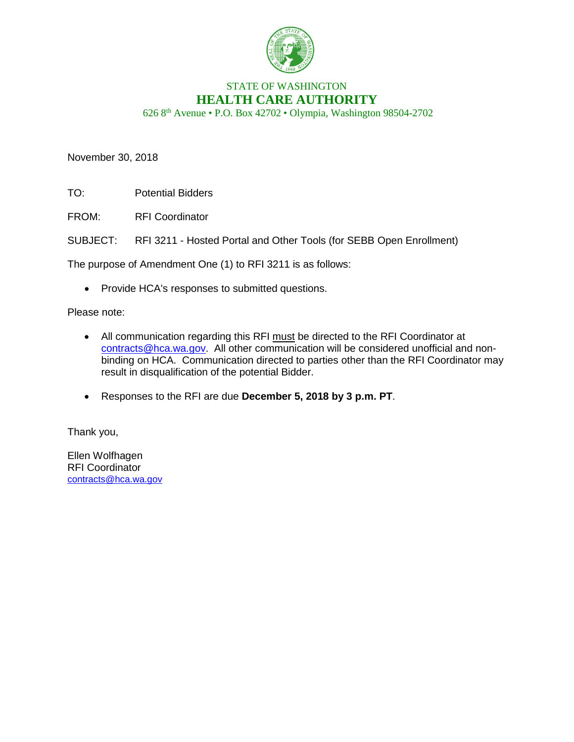STATE OF WASHINGTON

# HEALTH CARE AUTHORITY

626 8th Avenue • P.O. Box 42702 • Olympia, Washington 98504-2702

November 30, 2018

TO: Potential Bidders

FROM: RFI Coordinator

SUBJECT: RFI 3211 - Hosted Portal and Other Tools (for SEBB Open Enrollment)

The purpose of Amendment One (1) to RFI 3211 is as follows:

- Provide HCA's responses to submitted questions.

Please note:

- All communication regarding this RFI must be directed to the RFI Coordinator at contracts@hca.wa.gov. All other communication will be considered unofficial and non-binding on HCA. Communication directed to parties other than the RFI Coordinator may result in disqualification of the potential Bidder.

- Responses to the RFI are due **December 5, 2018 by 3 p.m. PT**.

Thank you,

Ellen Wolfhagen
RFI Coordinator
contracts@hca.wa.gov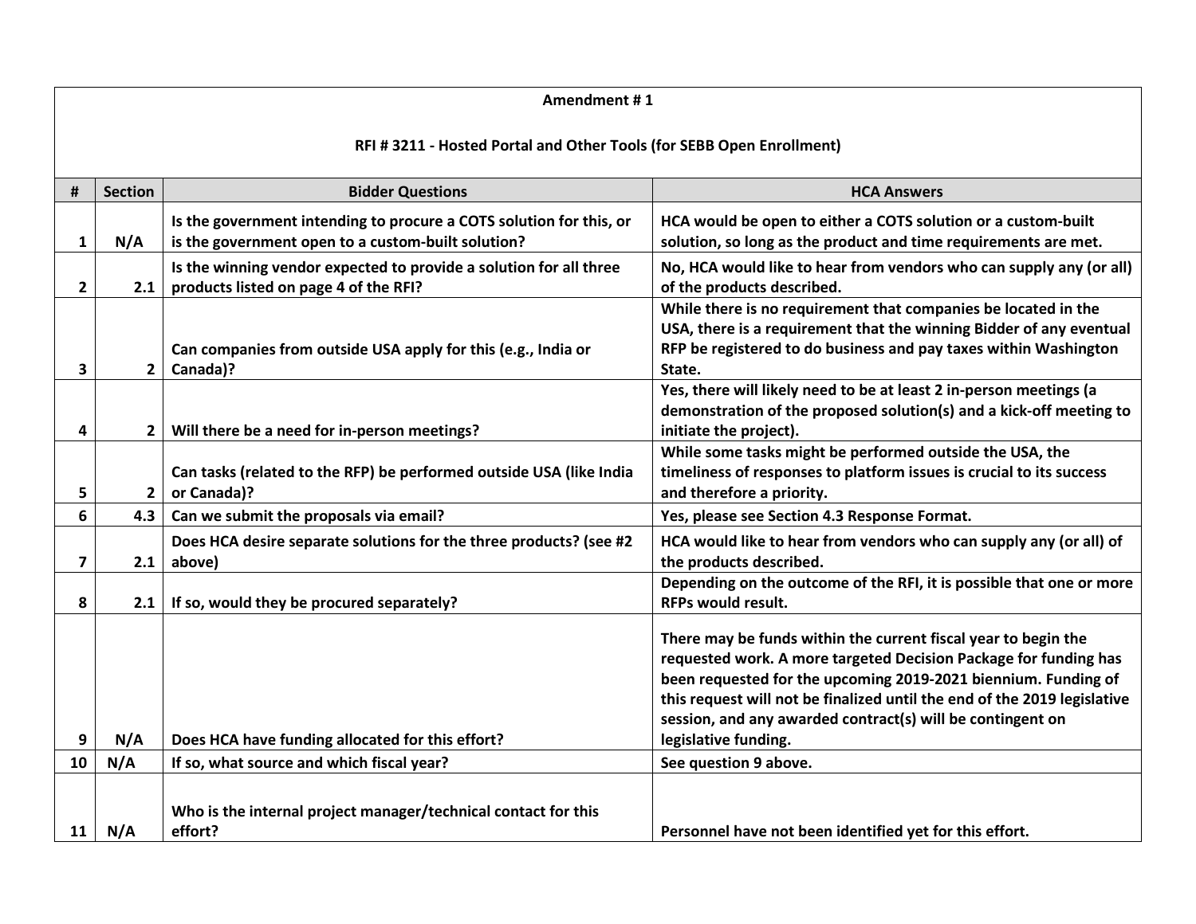**Amendment # 1**

**RFI # 3211 - Hosted Portal and Other Tools (for SEBB Open Enrollment)**

| # | Section | Bidder Questions | HCA Answers |
|---|---|---|---|
| 1 | N/A | Is the government intending to procure a COTS solution for this, or is the government open to a custom-built solution? | HCA would be open to either a COTS solution or a custom-built solution, so long as the product and time requirements are met. |
| 2 | 2.1 | Is the winning vendor expected to provide a solution for all three products listed on page 4 of the RFI? | No, HCA would like to hear from vendors who can supply any (or all) of the products described. |
| 3 | 2 | Can companies from outside USA apply for this (e.g., India or Canada)? | While there is no requirement that companies be located in the USA, there is a requirement that the winning Bidder of any eventual RFP be registered to do business and pay taxes within Washington State. |
| 4 | 2 | Will there be a need for in-person meetings? | Yes, there will likely need to be at least 2 in-person meetings (a demonstration of the proposed solution(s) and a kick-off meeting to initiate the project). |
| 5 | 2 | Can tasks (related to the RFP) be performed outside USA (like India or Canada)? | While some tasks might be performed outside the USA, the timeliness of responses to platform issues is crucial to its success and therefore a priority. |
| 6 | 4.3 | Can we submit the proposals via email? | Yes, please see Section 4.3 Response Format. |
| 7 | 2.1 | Does HCA desire separate solutions for the three products? (see #2 above) | HCA would like to hear from vendors who can supply any (or all) of the products described. |
| 8 | 2.1 | If so, would they be procured separately? | Depending on the outcome of the RFI, it is possible that one or more RFPs would result. |
| 9 | N/A | Does HCA have funding allocated for this effort? | There may be funds within the current fiscal year to begin the requested work. A more targeted Decision Package for funding has been requested for the upcoming 2019-2021 biennium. Funding of this request will not be finalized until the end of the 2019 legislative session, and any awarded contract(s) will be contingent on legislative funding. |
| 10 | N/A | If so, what source and which fiscal year? | See question 9 above. |
| 11 | N/A | Who is the internal project manager/technical contact for this effort? | Personnel have not been identified yet for this effort. |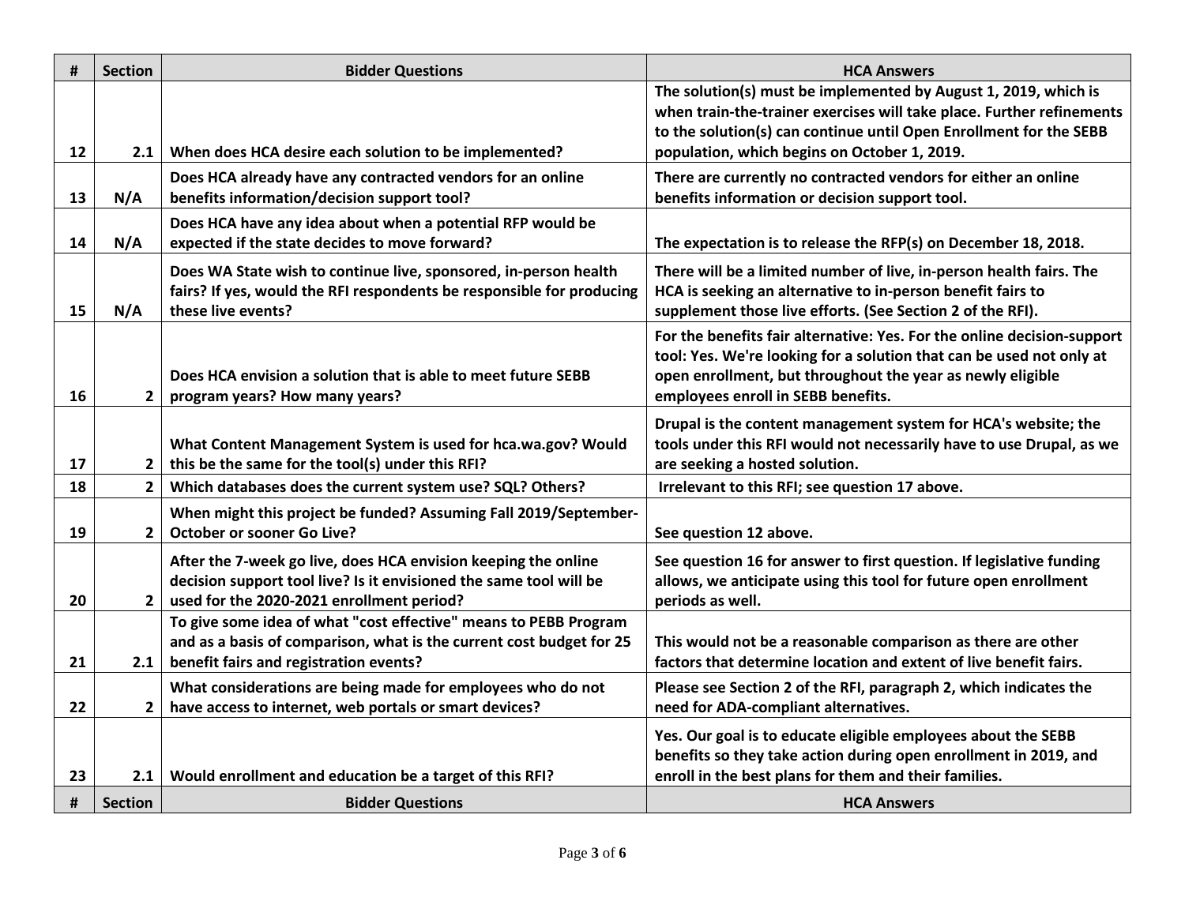| # | Section | Bidder Questions | HCA Answers |
|---|---|---|---|
| 12 | 2.1 | When does HCA desire each solution to be implemented? | The solution(s) must be implemented by August 1, 2019, which is when train-the-trainer exercises will take place. Further refinements to the solution(s) can continue until Open Enrollment for the SEBB population, which begins on October 1, 2019. |
| 13 | N/A | Does HCA already have any contracted vendors for an online benefits information/decision support tool? | There are currently no contracted vendors for either an online benefits information or decision support tool. |
| 14 | N/A | Does HCA have any idea about when a potential RFP would be expected if the state decides to move forward? | The expectation is to release the RFP(s) on December 18, 2018. |
| 15 | N/A | Does WA State wish to continue live, sponsored, in-person health fairs? If yes, would the RFI respondents be responsible for producing these live events? | There will be a limited number of live, in-person health fairs. The HCA is seeking an alternative to in-person benefit fairs to supplement those live efforts. (See Section 2 of the RFI). |
| 16 | 2 | Does HCA envision a solution that is able to meet future SEBB program years? How many years? | For the benefits fair alternative: Yes. For the online decision-support tool: Yes. We're looking for a solution that can be used not only at open enrollment, but throughout the year as newly eligible employees enroll in SEBB benefits. |
| 17 | 2 | What Content Management System is used for hca.wa.gov? Would this be the same for the tool(s) under this RFI? | Drupal is the content management system for HCA's website; the tools under this RFI would not necessarily have to use Drupal, as we are seeking a hosted solution. |
| 18 | 2 | Which databases does the current system use? SQL? Others? | Irrelevant to this RFI; see question 17 above. |
| 19 | 2 | When might this project be funded? Assuming Fall 2019/September-October or sooner Go Live? | See question 12 above. |
| 20 | 2 | After the 7-week go live, does HCA envision keeping the online decision support tool live? Is it envisioned the same tool will be used for the 2020-2021 enrollment period? | See question 16 for answer to first question. If legislative funding allows, we anticipate using this tool for future open enrollment periods as well. |
| 21 | 2.1 | To give some idea of what "cost effective" means to PEBB Program and as a basis of comparison, what is the current cost budget for 25 benefit fairs and registration events? | This would not be a reasonable comparison as there are other factors that determine location and extent of live benefit fairs. |
| 22 | 2 | What considerations are being made for employees who do not have access to internet, web portals or smart devices? | Please see Section 2 of the RFI, paragraph 2, which indicates the need for ADA-compliant alternatives. |
| 23 | 2.1 | Would enrollment and education be a target of this RFI? | Yes. Our goal is to educate eligible employees about the SEBB benefits so they take action during open enrollment in 2019, and enroll in the best plans for them and their families. |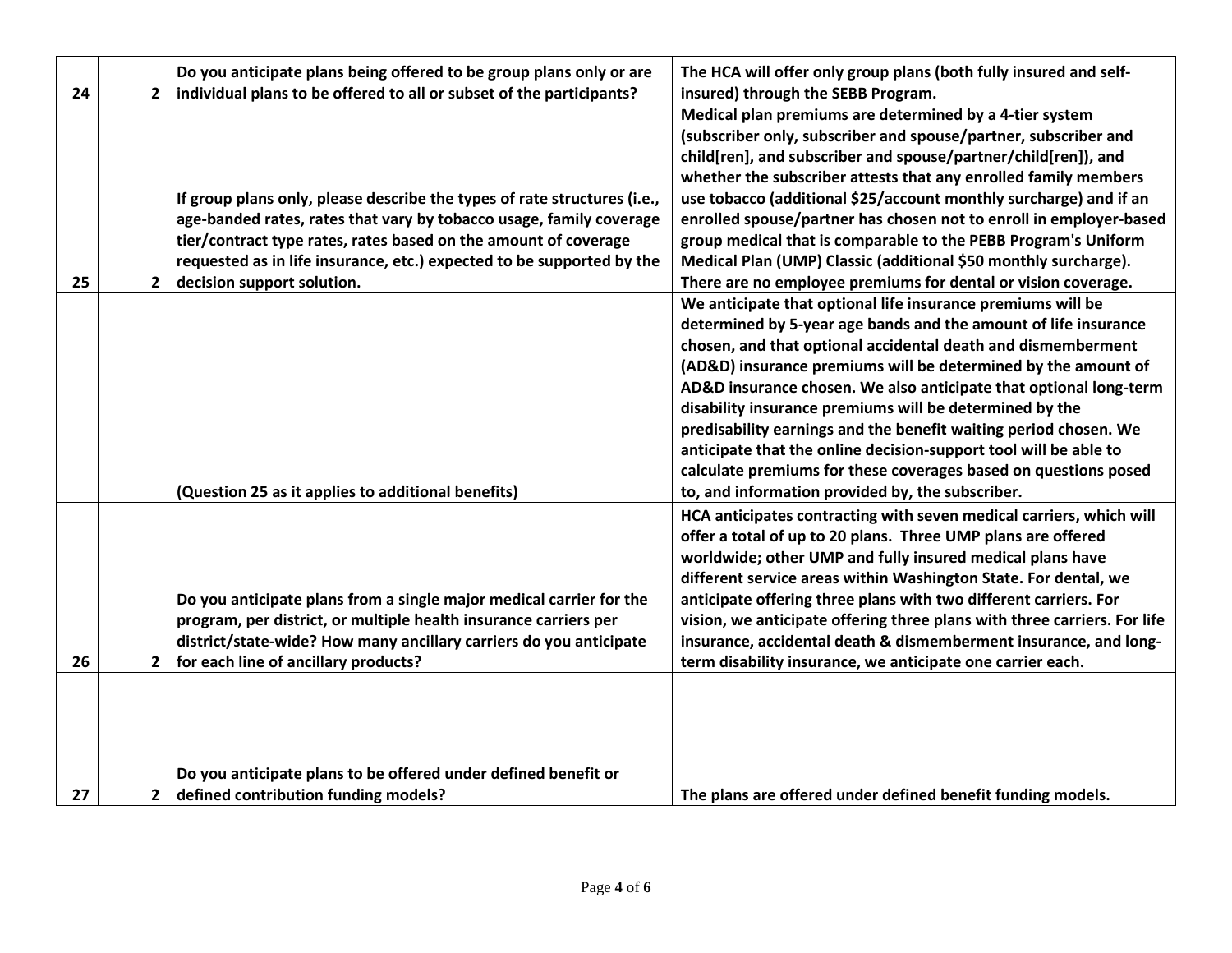| | | | |
|---|---|---|---|
| 24 | 2 | Do you anticipate plans being offered to be group plans only or are individual plans to be offered to all or subset of the participants? | The HCA will offer only group plans (both fully insured and self-insured) through the SEBB Program. |
| 25 | 2 | If group plans only, please describe the types of rate structures (i.e., age-banded rates, rates that vary by tobacco usage, family coverage tier/contract type rates, rates based on the amount of coverage requested as in life insurance, etc.) expected to be supported by the decision support solution. | Medical plan premiums are determined by a 4-tier system (subscriber only, subscriber and spouse/partner, subscriber and child[ren], and subscriber and spouse/partner/child[ren]), and whether the subscriber attests that any enrolled family members use tobacco (additional $25/account monthly surcharge) and if an enrolled spouse/partner has chosen not to enroll in employer-based group medical that is comparable to the PEBB Program's Uniform Medical Plan (UMP) Classic (additional $50 monthly surcharge). There are no employee premiums for dental or vision coverage. |
| | | (Question 25 as it applies to additional benefits) | We anticipate that optional life insurance premiums will be determined by 5-year age bands and the amount of life insurance chosen, and that optional accidental death and dismemberment (AD&D) insurance premiums will be determined by the amount of AD&D insurance chosen. We also anticipate that optional long-term disability insurance premiums will be determined by the predisability earnings and the benefit waiting period chosen. We anticipate that the online decision-support tool will be able to calculate premiums for these coverages based on questions posed to, and information provided by, the subscriber. |
| 26 | 2 | Do you anticipate plans from a single major medical carrier for the program, per district, or multiple health insurance carriers per district/state-wide? How many ancillary carriers do you anticipate for each line of ancillary products? | HCA anticipates contracting with seven medical carriers, which will offer a total of up to 20 plans. Three UMP plans are offered worldwide; other UMP and fully insured medical plans have different service areas within Washington State. For dental, we anticipate offering three plans with two different carriers. For vision, we anticipate offering three plans with three carriers. For life insurance, accidental death & dismemberment insurance, and long-term disability insurance, we anticipate one carrier each. |
| 27 | 2 | Do you anticipate plans to be offered under defined benefit or defined contribution funding models? | The plans are offered under defined benefit funding models. |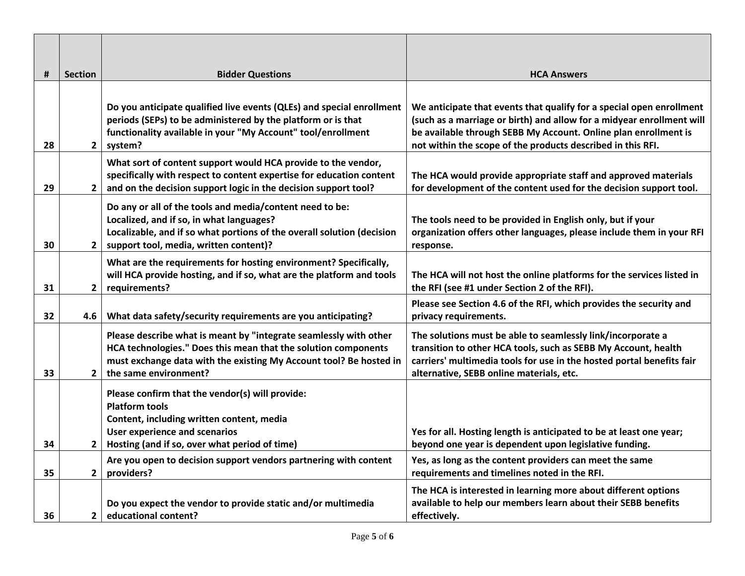| # | Section | Bidder Questions | HCA Answers |
|---|---|---|---|
| 28 | 2 | Do you anticipate qualified live events (QLEs) and special enrollment periods (SEPs) to be administered by the platform or is that functionality available in your "My Account" tool/enrollment system? | We anticipate that events that qualify for a special open enrollment (such as a marriage or birth) and allow for a midyear enrollment will be available through SEBB My Account. Online plan enrollment is not within the scope of the products described in this RFI. |
| 29 | 2 | What sort of content support would HCA provide to the vendor, specifically with respect to content expertise for education content and on the decision support logic in the decision support tool? | The HCA would provide appropriate staff and approved materials for development of the content used for the decision support tool. |
| 30 | 2 | Do any or all of the tools and media/content need to be:<br>Localized, and if so, in what languages?<br>Localizable, and if so what portions of the overall solution (decision support tool, media, written content)? | The tools need to be provided in English only, but if your organization offers other languages, please include them in your RFI response. |
| 31 | 2 | What are the requirements for hosting environment? Specifically, will HCA provide hosting, and if so, what are the platform and tools requirements? | The HCA will not host the online platforms for the services listed in the RFI (see #1 under Section 2 of the RFI). |
| 32 | 4.6 | What data safety/security requirements are you anticipating? | Please see Section 4.6 of the RFI, which provides the security and privacy requirements. |
| 33 | 2 | Please describe what is meant by "integrate seamlessly with other HCA technologies." Does this mean that the solution components must exchange data with the existing My Account tool? Be hosted in the same environment? | The solutions must be able to seamlessly link/incorporate a transition to other HCA tools, such as SEBB My Account, health carriers' multimedia tools for use in the hosted portal benefits fair alternative, SEBB online materials, etc. |
| 34 | 2 | Please confirm that the vendor(s) will provide:<br>Platform tools<br>Content, including written content, media<br>User experience and scenarios<br>Hosting (and if so, over what period of time) | Yes for all. Hosting length is anticipated to be at least one year; beyond one year is dependent upon legislative funding. |
| 35 | 2 | Are you open to decision support vendors partnering with content providers? | Yes, as long as the content providers can meet the same requirements and timelines noted in the RFI. |
| 36 | 2 | Do you expect the vendor to provide static and/or multimedia educational content? | The HCA is interested in learning more about different options available to help our members learn about their SEBB benefits effectively. |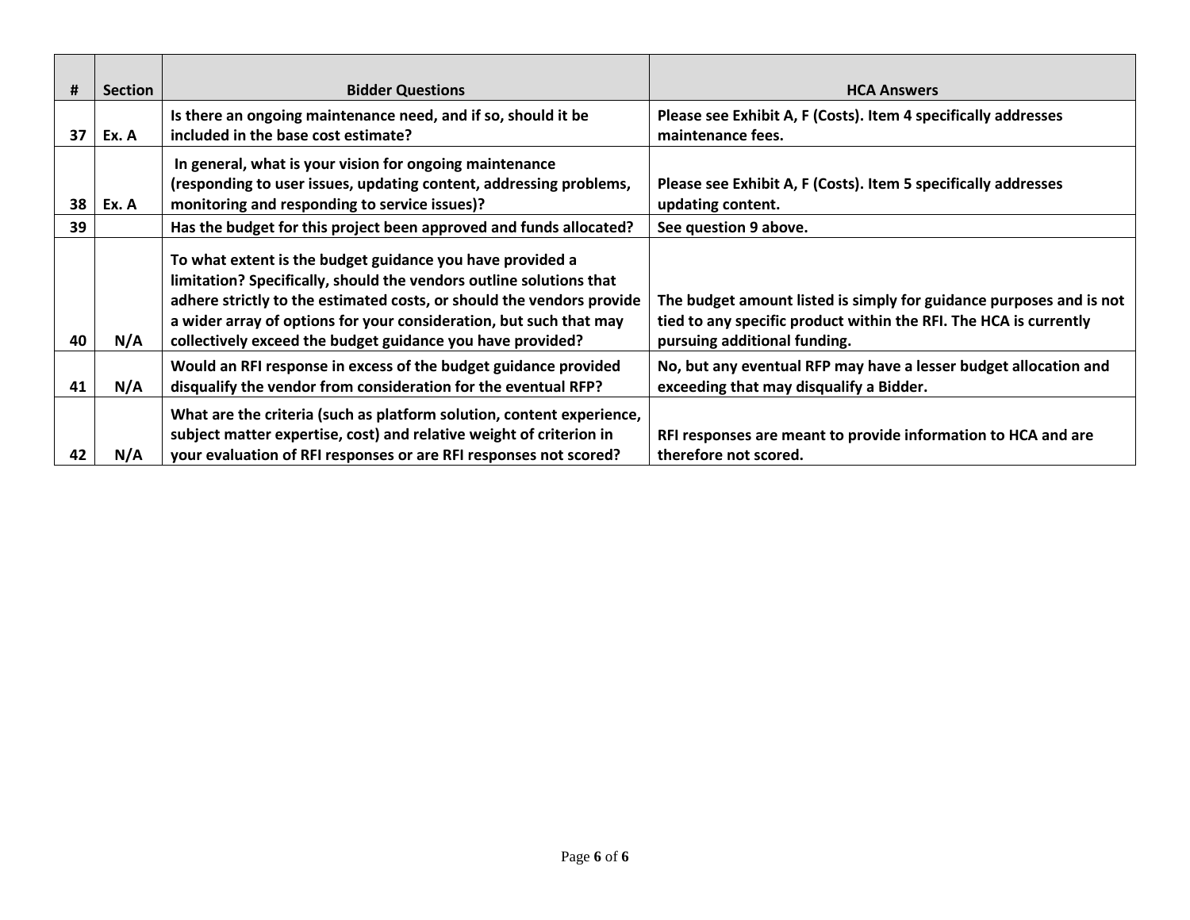| # | Section | Bidder Questions | HCA Answers |
|---|---|---|---|
| 37 | Ex. A | Is there an ongoing maintenance need, and if so, should it be included in the base cost estimate? | Please see Exhibit A, F (Costs). Item 4 specifically addresses maintenance fees. |
| 38 | Ex. A | In general, what is your vision for ongoing maintenance (responding to user issues, updating content, addressing problems, monitoring and responding to service issues)? | Please see Exhibit A, F (Costs). Item 5 specifically addresses updating content. |
| 39 | | Has the budget for this project been approved and funds allocated? | See question 9 above. |
| 40 | N/A | To what extent is the budget guidance you have provided a limitation? Specifically, should the vendors outline solutions that adhere strictly to the estimated costs, or should the vendors provide a wider array of options for your consideration, but such that may collectively exceed the budget guidance you have provided? | The budget amount listed is simply for guidance purposes and is not tied to any specific product within the RFI. The HCA is currently pursuing additional funding. |
| 41 | N/A | Would an RFI response in excess of the budget guidance provided disqualify the vendor from consideration for the eventual RFP? | No, but any eventual RFP may have a lesser budget allocation and exceeding that may disqualify a Bidder. |
| 42 | N/A | What are the criteria (such as platform solution, content experience, subject matter expertise, cost) and relative weight of criterion in your evaluation of RFI responses or are RFI responses not scored? | RFI responses are meant to provide information to HCA and are therefore not scored. |